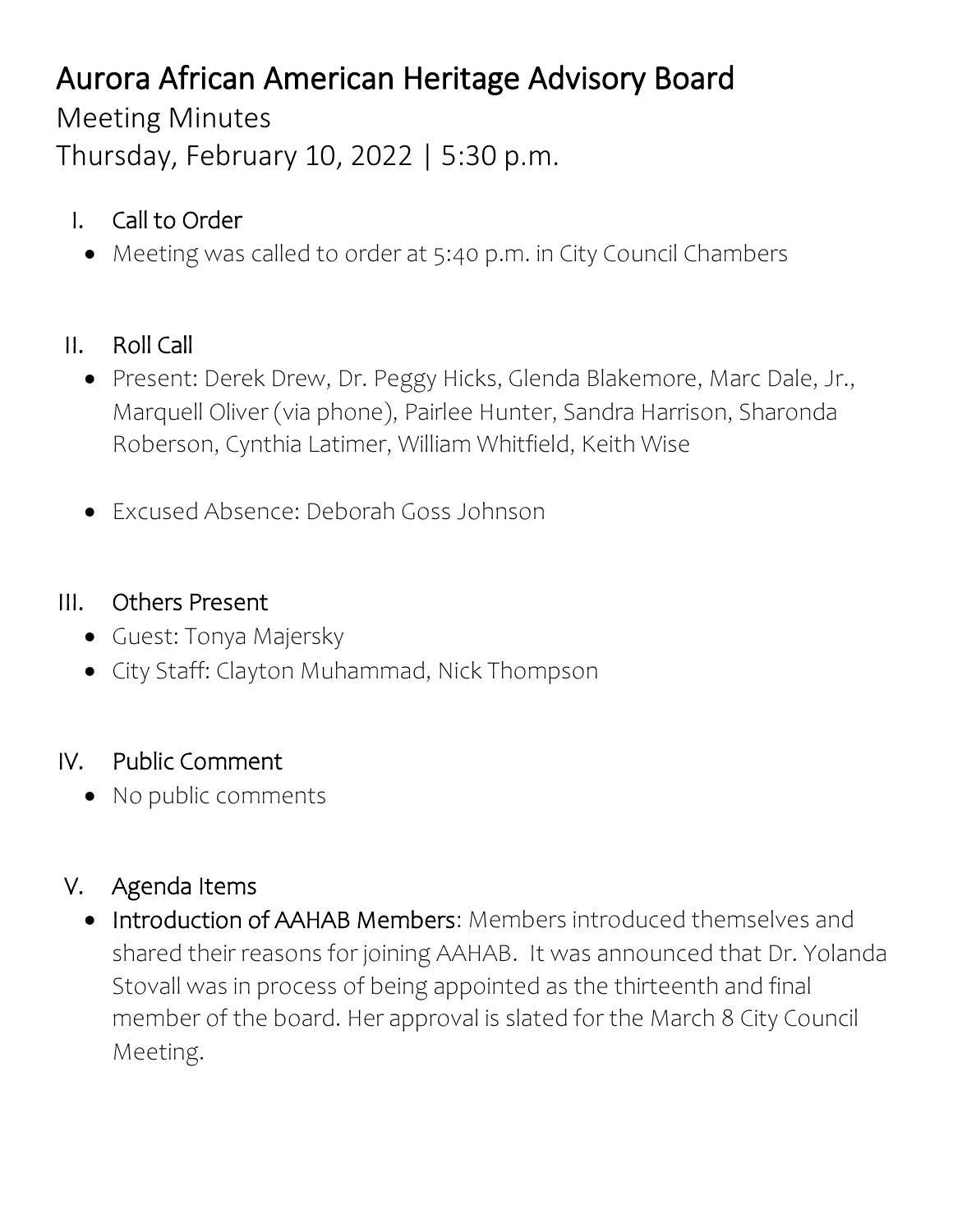# Aurora African American Heritage Advisory Board

Meeting Minutes

Thursday, February 10, 2022 | 5:30 p.m.

## I. Call to Order

- Meeting was called to order at 5:40 p.m. in City Council Chambers

## II. Roll Call

- Present: Derek Drew, Dr. Peggy Hicks, Glenda Blakemore, Marc Dale, Jr., Marquell Oliver (via phone), Pairlee Hunter, Sandra Harrison, Sharonda Roberson, Cynthia Latimer, William Whitfield, Keith Wise
- Excused Absence: Deborah Goss Johnson

## III. Others Present

- Guest: Tonya Majersky
- City Staff: Clayton Muhammad, Nick Thompson

## IV. Public Comment

- No public comments

## V. Agenda Items

- **Introduction of AAHAB Members**: Members introduced themselves and shared their reasons for joining AAHAB. It was announced that Dr. Yolanda Stovall was in process of being appointed as the thirteenth and final member of the board. Her approval is slated for the March 8 City Council Meeting.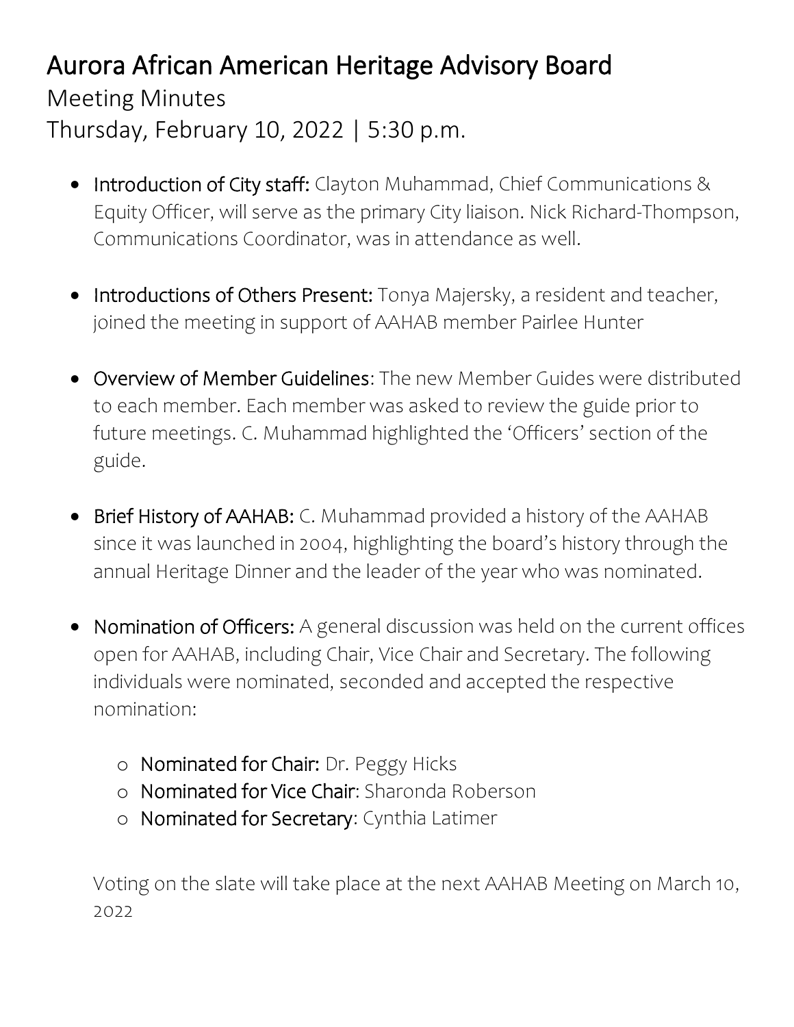# Aurora African American Heritage Advisory Board

Meeting Minutes

Thursday, February 10, 2022 | 5:30 p.m.

- Introduction of City staff: Clayton Muhammad, Chief Communications & Equity Officer, will serve as the primary City liaison. Nick Richard-Thompson, Communications Coordinator, was in attendance as well.

- Introductions of Others Present: Tonya Majersky, a resident and teacher, joined the meeting in support of AAHAB member Pairlee Hunter

- Overview of Member Guidelines: The new Member Guides were distributed to each member. Each member was asked to review the guide prior to future meetings. C. Muhammad highlighted the 'Officers' section of the guide.

- Brief History of AAHAB: C. Muhammad provided a history of the AAHAB since it was launched in 2004, highlighting the board's history through the annual Heritage Dinner and the leader of the year who was nominated.

- Nomination of Officers: A general discussion was held on the current offices open for AAHAB, including Chair, Vice Chair and Secretary. The following individuals were nominated, seconded and accepted the respective nomination:

  - Nominated for Chair: Dr. Peggy Hicks
  - Nominated for Vice Chair: Sharonda Roberson
  - Nominated for Secretary: Cynthia Latimer

  Voting on the slate will take place at the next AAHAB Meeting on March 10, 2022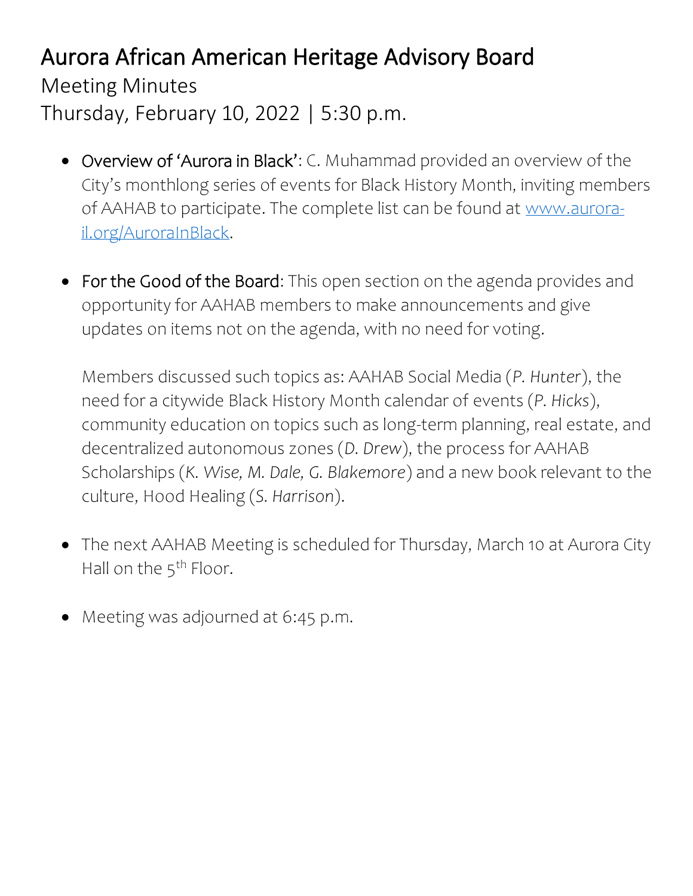# Aurora African American Heritage Advisory Board

Meeting Minutes

Thursday, February 10, 2022 | 5:30 p.m.

- Overview of 'Aurora in Black': C. Muhammad provided an overview of the City's monthlong series of events for Black History Month, inviting members of AAHAB to participate. The complete list can be found at [www.aurora-il.org/AuroraInBlack](www.aurora-il.org/AuroraInBlack).

- For the Good of the Board: This open section on the agenda provides and opportunity for AAHAB members to make announcements and give updates on items not on the agenda, with no need for voting.

  Members discussed such topics as: AAHAB Social Media (*P. Hunter*), the need for a citywide Black History Month calendar of events (*P. Hicks*), community education on topics such as long-term planning, real estate, and decentralized autonomous zones (*D. Drew*), the process for AAHAB Scholarships (*K. Wise, M. Dale, G. Blakemore*) and a new book relevant to the culture, Hood Healing (*S. Harrison*).

- The next AAHAB Meeting is scheduled for Thursday, March 10 at Aurora City Hall on the 5th Floor.

- Meeting was adjourned at 6:45 p.m.